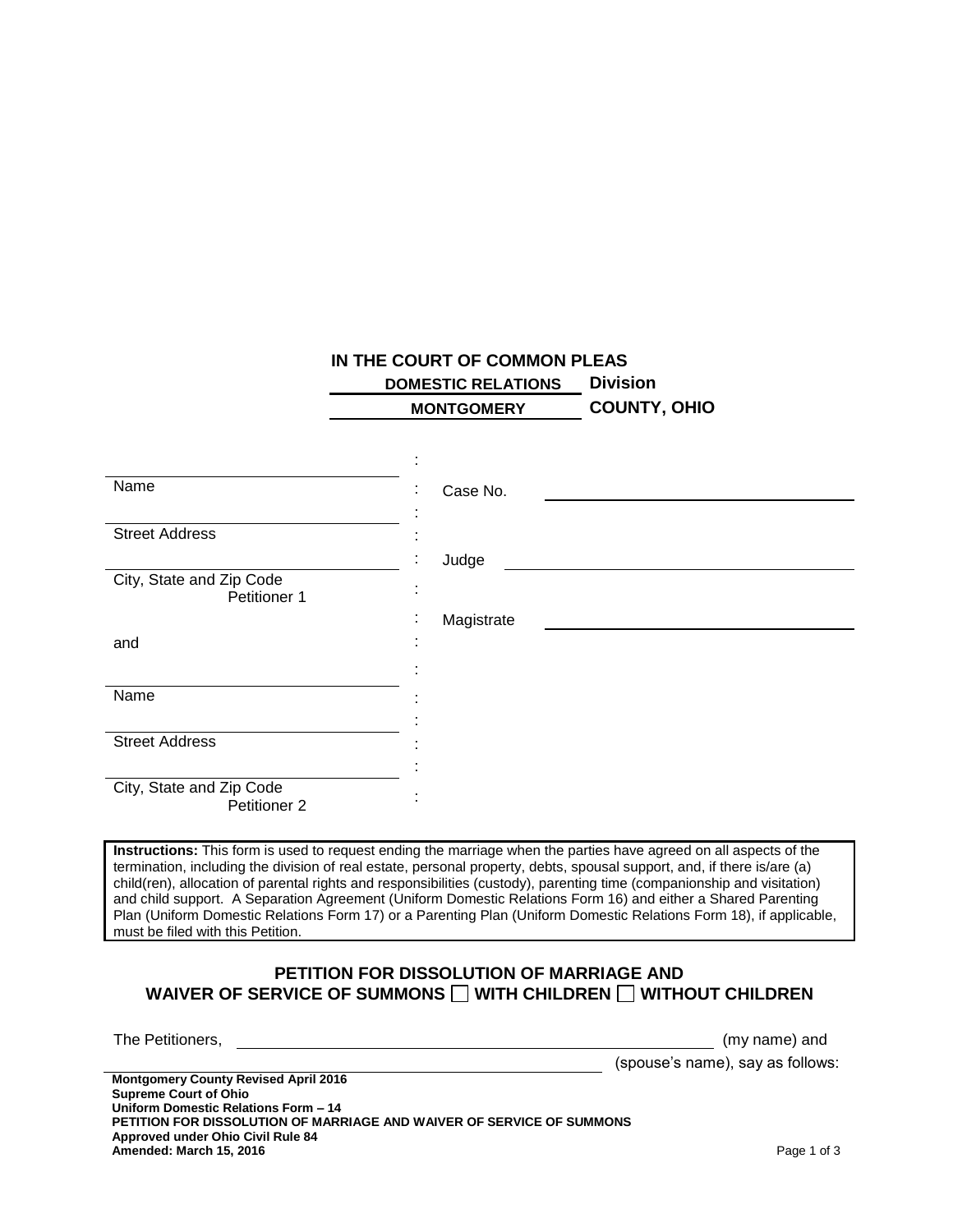**IN THE COURT OF COMMON PLEAS**

**DOMESTIC RELATIONS Division**

**MONTGOMERY COUNTY, OHIO**

| | | |
|---|---|---|
| Name | : | Case No. ____________________ |
| Street Address | : | |
| City, State and Zip Code | : | Judge ____________________ |
| Petitioner 1 | : | |
| | : | Magistrate ____________________ |
| and | : | |
| Name | : | |
| Street Address | : | |
| City, State and Zip Code | : | |
| Petitioner 2 | : | |

**Instructions:** This form is used to request ending the marriage when the parties have agreed on all aspects of the termination, including the division of real estate, personal property, debts, spousal support, and, if there is/are (a) child(ren), allocation of parental rights and responsibilities (custody), parenting time (companionship and visitation) and child support. A Separation Agreement (Uniform Domestic Relations Form 16) and either a Shared Parenting Plan (Uniform Domestic Relations Form 17) or a Parenting Plan (Uniform Domestic Relations Form 18), if applicable, must be filed with this Petition.

## PETITION FOR DISSOLUTION OF MARRIAGE AND WAIVER OF SERVICE OF SUMMONS ☐ WITH CHILDREN ☐ WITHOUT CHILDREN

The Petitioners, ________________________________________ (my name) and ________________________________________ (spouse's name), say as follows:

**Montgomery County Revised April 2016**
**Supreme Court of Ohio**
**Uniform Domestic Relations Form – 14**
**PETITION FOR DISSOLUTION OF MARRIAGE AND WAIVER OF SERVICE OF SUMMONS**
**Approved under Ohio Civil Rule 84**
**Amended: March 15, 2016**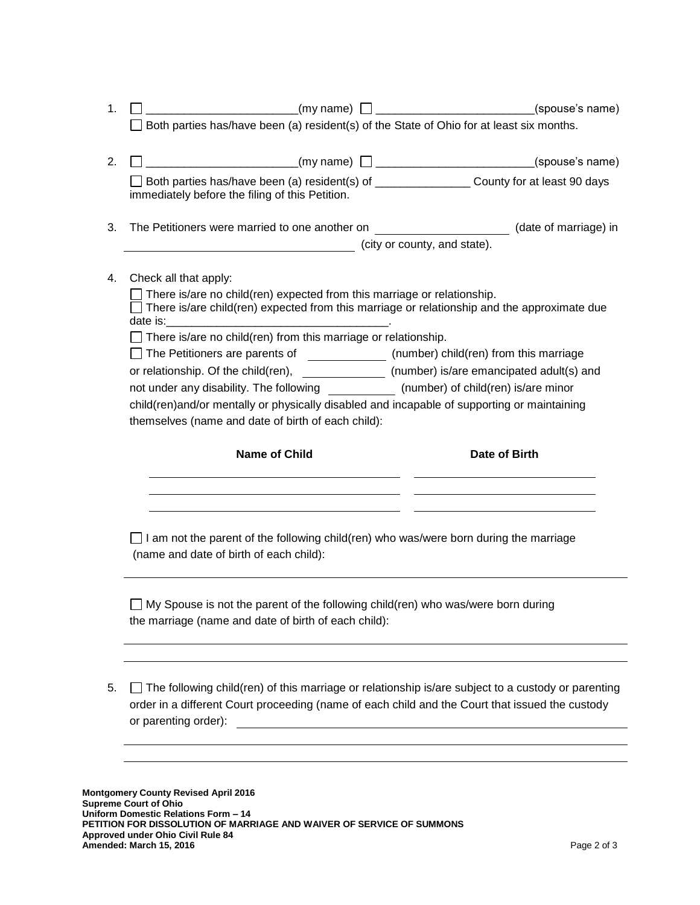1. ☐ ________________________(my name) ☐ _________________________(spouse's name)
   ☐ Both parties has/have been (a) resident(s) of the State of Ohio for at least six months.

2. ☐ ________________________(my name) ☐ _________________________(spouse's name)
   ☐ Both parties has/have been (a) resident(s) of _______________ County for at least 90 days immediately before the filing of this Petition.

3. The Petitioners were married to one another on ____________________ (date of marriage) in ____________________________________ (city or county, and state).

4. Check all that apply:
   ☐ There is/are no child(ren) expected from this marriage or relationship.
   ☐ There is/are child(ren) expected from this marriage or relationship and the approximate due date is:___________________________________.
   ☐ There is/are no child(ren) from this marriage or relationship.
   ☐ The Petitioners are parents of ____________ (number) child(ren) from this marriage or relationship. Of the child(ren), _____________ (number) is/are emancipated adult(s) and not under any disability. The following __________ (number) of child(ren) is/are minor child(ren)and/or mentally or physically disabled and incapable of supporting or maintaining themselves (name and date of birth of each child):

| Name of Child | Date of Birth |
|---|---|
| | |
| | |
| | |

   ☐ I am not the parent of the following child(ren) who was/were born during the marriage (name and date of birth of each child):

   ______________________________________________________________________

   ☐ My Spouse is not the parent of the following child(ren) who was/were born during the marriage (name and date of birth of each child):

   ______________________________________________________________________

   ______________________________________________________________________

5. ☐ The following child(ren) of this marriage or relationship is/are subject to a custody or parenting order in a different Court proceeding (name of each child and the Court that issued the custody or parenting order): ______________________________________________

   ______________________________________________________________________

   ______________________________________________________________________

**Montgomery County Revised April 2016**
**Supreme Court of Ohio**
**Uniform Domestic Relations Form – 14**
**PETITION FOR DISSOLUTION OF MARRIAGE AND WAIVER OF SERVICE OF SUMMONS**
**Approved under Ohio Civil Rule 84**
**Amended: March 15, 2016**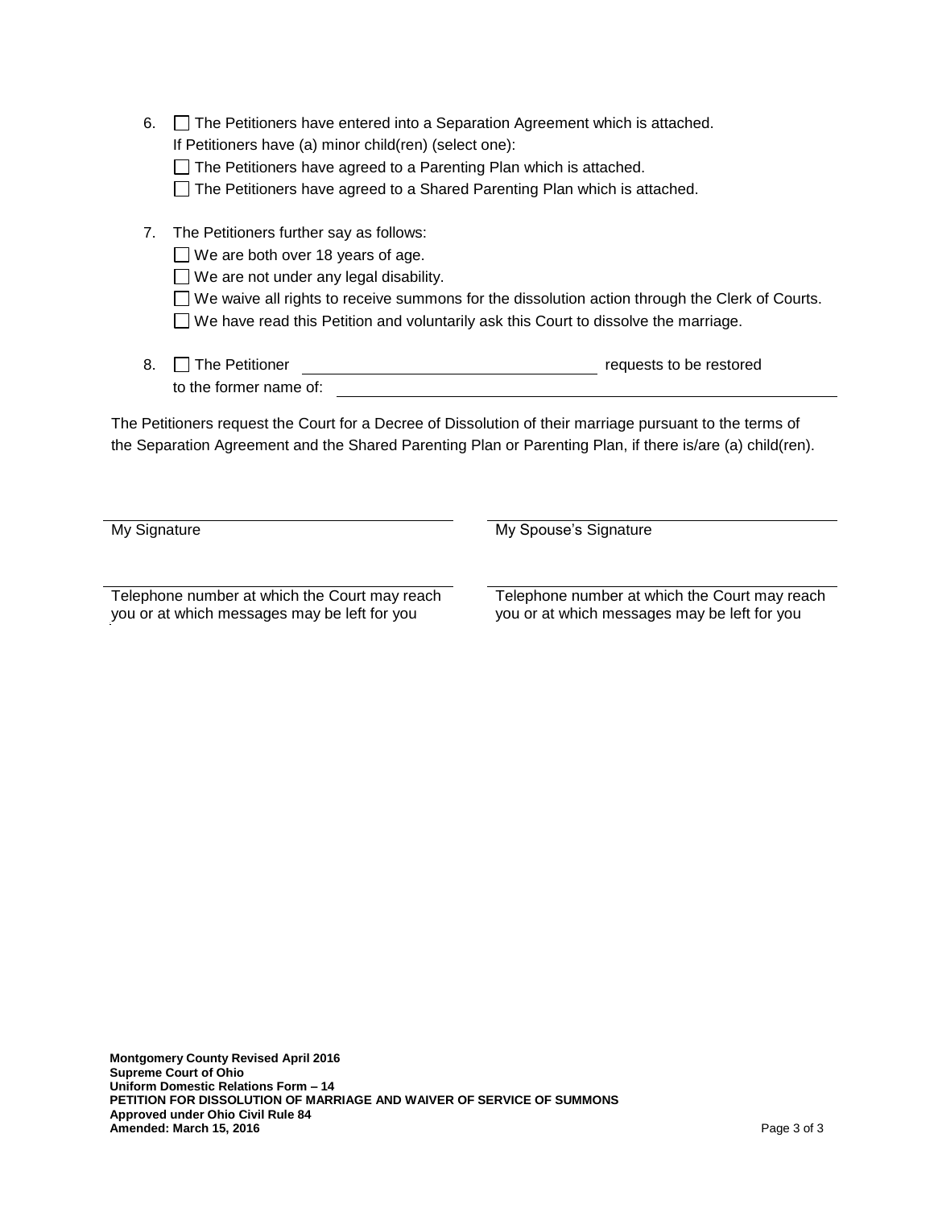6. ☐ The Petitioners have entered into a Separation Agreement which is attached.
   If Petitioners have (a) minor child(ren) (select one):
   ☐ The Petitioners have agreed to a Parenting Plan which is attached.
   ☐ The Petitioners have agreed to a Shared Parenting Plan which is attached.

7. The Petitioners further say as follows:
   ☐ We are both over 18 years of age.
   ☐ We are not under any legal disability.
   ☐ We waive all rights to receive summons for the dissolution action through the Clerk of Courts.
   ☐ We have read this Petition and voluntarily ask this Court to dissolve the marriage.

8. ☐ The Petitioner ______________________________ requests to be restored
   to the former name of: ______________________________________________

The Petitioners request the Court for a Decree of Dissolution of their marriage pursuant to the terms of the Separation Agreement and the Shared Parenting Plan or Parenting Plan, if there is/are (a) child(ren).

| | |
|---|---|
| ______________________________ | ______________________________ |
| My Signature | My Spouse's Signature |
| ______________________________ | ______________________________ |
| Telephone number at which the Court may reach you or at which messages may be left for you | Telephone number at which the Court may reach you or at which messages may be left for you |

**Montgomery County Revised April 2016**
**Supreme Court of Ohio**
**Uniform Domestic Relations Form – 14**
**PETITION FOR DISSOLUTION OF MARRIAGE AND WAIVER OF SERVICE OF SUMMONS**
**Approved under Ohio Civil Rule 84**
**Amended: March 15, 2016**